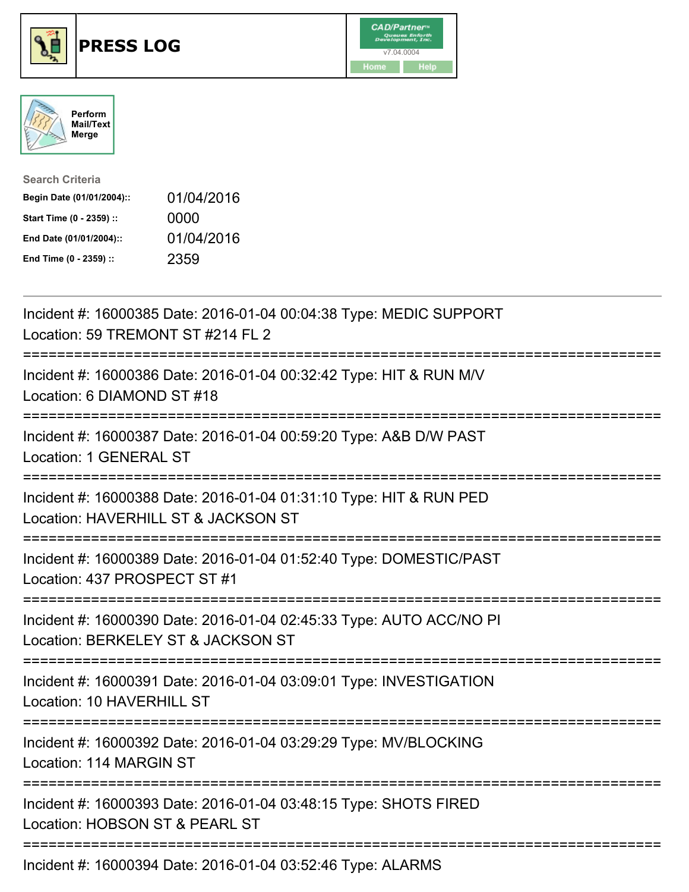# PRESS LOG

CAD/Partner™ v7.04.0004

Home Help

Perform Mail/Text Merge

**Search Criteria**

| | |
|---|---|
| **Begin Date (01/01/2004)::** | 01/04/2016 |
| **Start Time (0 - 2359) ::** | 0000 |
| **End Date (01/01/2004)::** | 01/04/2016 |
| **End Time (0 - 2359) ::** | 2359 |

---

Incident #: 16000385 Date: 2016-01-04 00:04:38 Type: MEDIC SUPPORT
Location: 59 TREMONT ST #214 FL 2

===========================================================================

Incident #: 16000386 Date: 2016-01-04 00:32:42 Type: HIT & RUN M/V
Location: 6 DIAMOND ST #18

===========================================================================

Incident #: 16000387 Date: 2016-01-04 00:59:20 Type: A&B D/W PAST
Location: 1 GENERAL ST

===========================================================================

Incident #: 16000388 Date: 2016-01-04 01:31:10 Type: HIT & RUN PED
Location: HAVERHILL ST & JACKSON ST

===========================================================================

Incident #: 16000389 Date: 2016-01-04 01:52:40 Type: DOMESTIC/PAST
Location: 437 PROSPECT ST #1

===========================================================================

Incident #: 16000390 Date: 2016-01-04 02:45:33 Type: AUTO ACC/NO PI
Location: BERKELEY ST & JACKSON ST

===========================================================================

Incident #: 16000391 Date: 2016-01-04 03:09:01 Type: INVESTIGATION
Location: 10 HAVERHILL ST

===========================================================================

Incident #: 16000392 Date: 2016-01-04 03:29:29 Type: MV/BLOCKING
Location: 114 MARGIN ST

===========================================================================

Incident #: 16000393 Date: 2016-01-04 03:48:15 Type: SHOTS FIRED
Location: HOBSON ST & PEARL ST

===========================================================================

Incident #: 16000394 Date: 2016-01-04 03:52:46 Type: ALARMS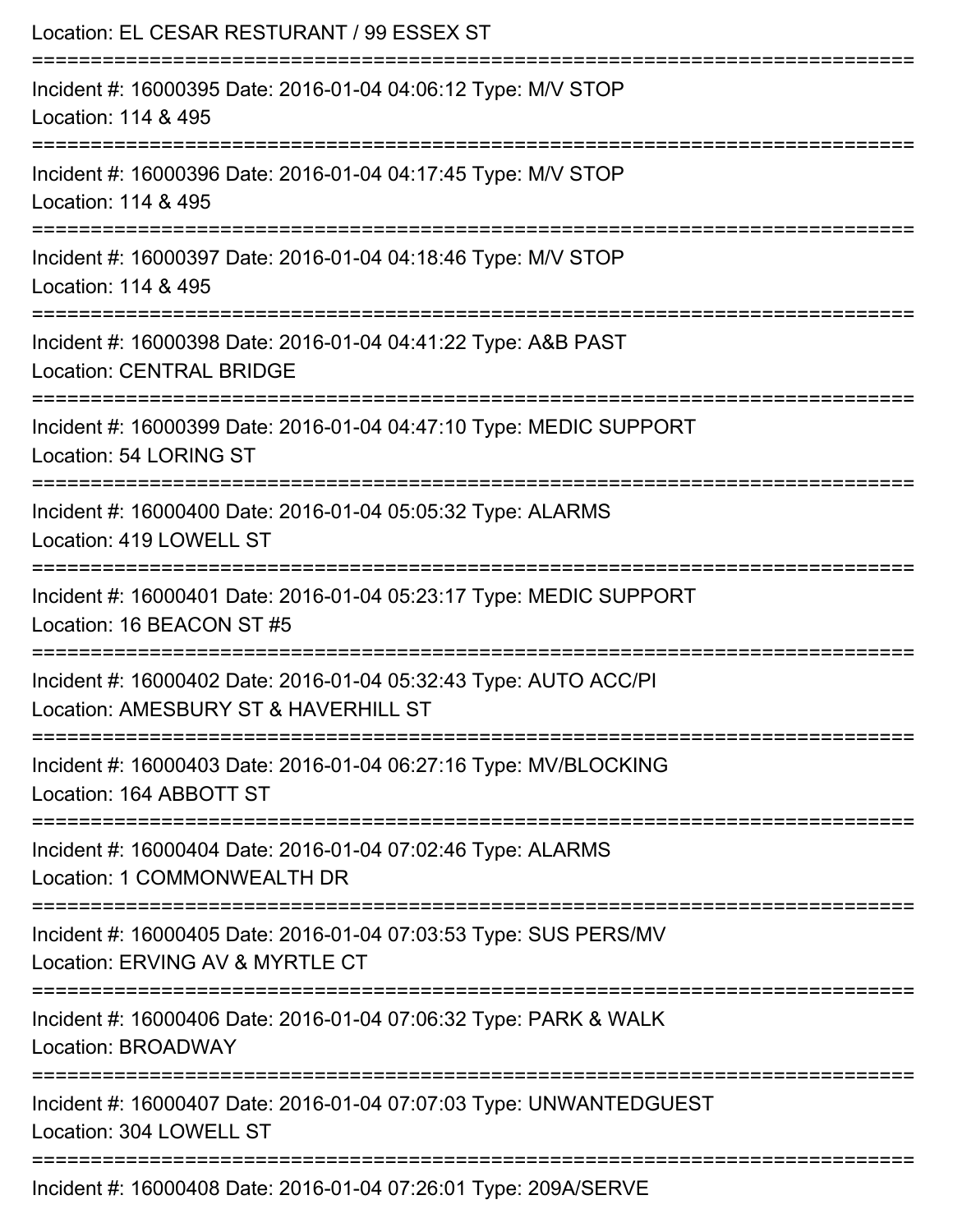Location: EL CESAR RESTURANT / 99 ESSEX ST

===========================================================================

Incident #: 16000395 Date: 2016-01-04 04:06:12 Type: M/V STOP

Location: 114 & 495

===========================================================================

Incident #: 16000396 Date: 2016-01-04 04:17:45 Type: M/V STOP

Location: 114 & 495

===========================================================================

Incident #: 16000397 Date: 2016-01-04 04:18:46 Type: M/V STOP

Location: 114 & 495

===========================================================================

Incident #: 16000398 Date: 2016-01-04 04:41:22 Type: A&B PAST

Location: CENTRAL BRIDGE

===========================================================================

Incident #: 16000399 Date: 2016-01-04 04:47:10 Type: MEDIC SUPPORT

Location: 54 LORING ST

===========================================================================

Incident #: 16000400 Date: 2016-01-04 05:05:32 Type: ALARMS

Location: 419 LOWELL ST

===========================================================================

Incident #: 16000401 Date: 2016-01-04 05:23:17 Type: MEDIC SUPPORT

Location: 16 BEACON ST #5

===========================================================================

Incident #: 16000402 Date: 2016-01-04 05:32:43 Type: AUTO ACC/PI

Location: AMESBURY ST & HAVERHILL ST

===========================================================================

Incident #: 16000403 Date: 2016-01-04 06:27:16 Type: MV/BLOCKING

Location: 164 ABBOTT ST

===========================================================================

Incident #: 16000404 Date: 2016-01-04 07:02:46 Type: ALARMS

Location: 1 COMMONWEALTH DR

===========================================================================

Incident #: 16000405 Date: 2016-01-04 07:03:53 Type: SUS PERS/MV

Location: ERVING AV & MYRTLE CT

===========================================================================

Incident #: 16000406 Date: 2016-01-04 07:06:32 Type: PARK & WALK

Location: BROADWAY

===========================================================================

Incident #: 16000407 Date: 2016-01-04 07:07:03 Type: UNWANTEDGUEST

Location: 304 LOWELL ST

===========================================================================

Incident #: 16000408 Date: 2016-01-04 07:26:01 Type: 209A/SERVE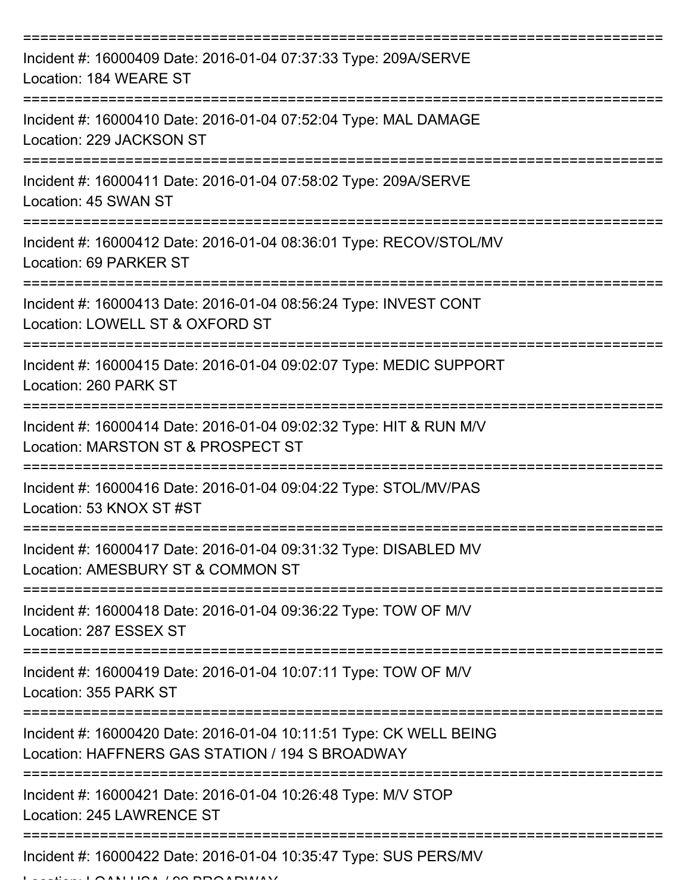===========================================================================
Incident #: 16000409 Date: 2016-01-04 07:37:33 Type: 209A/SERVE
Location: 184 WEARE ST
===========================================================================
Incident #: 16000410 Date: 2016-01-04 07:52:04 Type: MAL DAMAGE
Location: 229 JACKSON ST
===========================================================================
Incident #: 16000411 Date: 2016-01-04 07:58:02 Type: 209A/SERVE
Location: 45 SWAN ST
===========================================================================
Incident #: 16000412 Date: 2016-01-04 08:36:01 Type: RECOV/STOL/MV
Location: 69 PARKER ST
===========================================================================
Incident #: 16000413 Date: 2016-01-04 08:56:24 Type: INVEST CONT
Location: LOWELL ST & OXFORD ST
===========================================================================
Incident #: 16000415 Date: 2016-01-04 09:02:07 Type: MEDIC SUPPORT
Location: 260 PARK ST
===========================================================================
Incident #: 16000414 Date: 2016-01-04 09:02:32 Type: HIT & RUN M/V
Location: MARSTON ST & PROSPECT ST
===========================================================================
Incident #: 16000416 Date: 2016-01-04 09:04:22 Type: STOL/MV/PAS
Location: 53 KNOX ST #ST
===========================================================================
Incident #: 16000417 Date: 2016-01-04 09:31:32 Type: DISABLED MV
Location: AMESBURY ST & COMMON ST
===========================================================================
Incident #: 16000418 Date: 2016-01-04 09:36:22 Type: TOW OF M/V
Location: 287 ESSEX ST
===========================================================================
Incident #: 16000419 Date: 2016-01-04 10:07:11 Type: TOW OF M/V
Location: 355 PARK ST
===========================================================================
Incident #: 16000420 Date: 2016-01-04 10:11:51 Type: CK WELL BEING
Location: HAFFNERS GAS STATION / 194 S BROADWAY
===========================================================================
Incident #: 16000421 Date: 2016-01-04 10:26:48 Type: M/V STOP
Location: 245 LAWRENCE ST
===========================================================================
Incident #: 16000422 Date: 2016-01-04 10:35:47 Type: SUS PERS/MV
Location: LOAN USA / 93 BROADWAY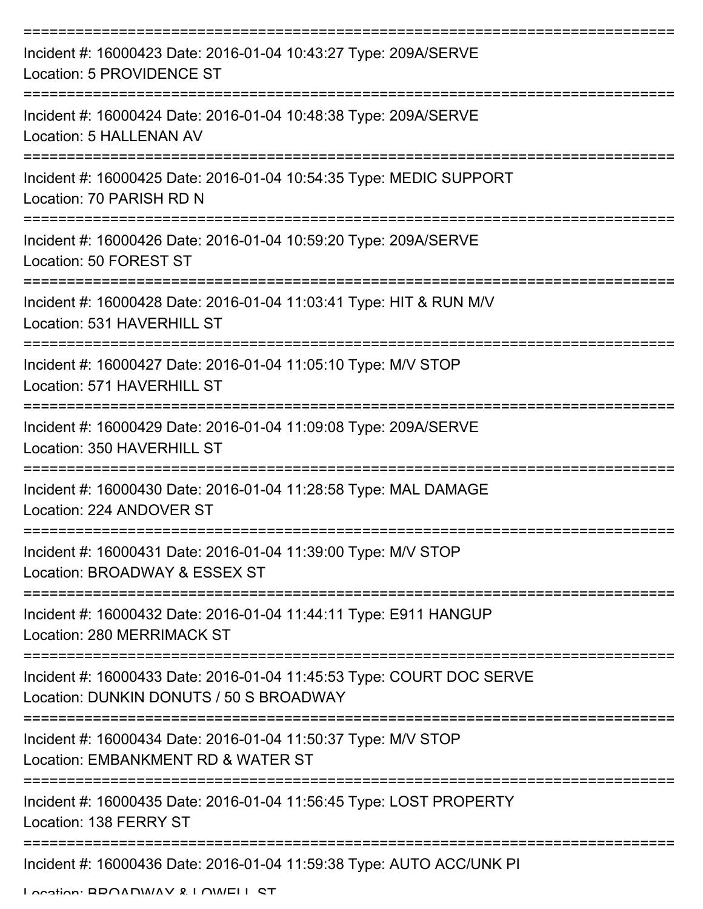===========================================================================

Incident #: 16000423 Date: 2016-01-04 10:43:27 Type: 209A/SERVE
Location: 5 PROVIDENCE ST

===========================================================================

Incident #: 16000424 Date: 2016-01-04 10:48:38 Type: 209A/SERVE
Location: 5 HALLENAN AV

===========================================================================

Incident #: 16000425 Date: 2016-01-04 10:54:35 Type: MEDIC SUPPORT
Location: 70 PARISH RD N

===========================================================================

Incident #: 16000426 Date: 2016-01-04 10:59:20 Type: 209A/SERVE
Location: 50 FOREST ST

===========================================================================

Incident #: 16000428 Date: 2016-01-04 11:03:41 Type: HIT & RUN M/V
Location: 531 HAVERHILL ST

===========================================================================

Incident #: 16000427 Date: 2016-01-04 11:05:10 Type: M/V STOP
Location: 571 HAVERHILL ST

===========================================================================

Incident #: 16000429 Date: 2016-01-04 11:09:08 Type: 209A/SERVE
Location: 350 HAVERHILL ST

===========================================================================

Incident #: 16000430 Date: 2016-01-04 11:28:58 Type: MAL DAMAGE
Location: 224 ANDOVER ST

===========================================================================

Incident #: 16000431 Date: 2016-01-04 11:39:00 Type: M/V STOP
Location: BROADWAY & ESSEX ST

===========================================================================

Incident #: 16000432 Date: 2016-01-04 11:44:11 Type: E911 HANGUP
Location: 280 MERRIMACK ST

===========================================================================

Incident #: 16000433 Date: 2016-01-04 11:45:53 Type: COURT DOC SERVE
Location: DUNKIN DONUTS / 50 S BROADWAY

===========================================================================

Incident #: 16000434 Date: 2016-01-04 11:50:37 Type: M/V STOP
Location: EMBANKMENT RD & WATER ST

===========================================================================

Incident #: 16000435 Date: 2016-01-04 11:56:45 Type: LOST PROPERTY
Location: 138 FERRY ST

===========================================================================

Incident #: 16000436 Date: 2016-01-04 11:59:38 Type: AUTO ACC/UNK PI
Location: BROADWAY & LOWELL ST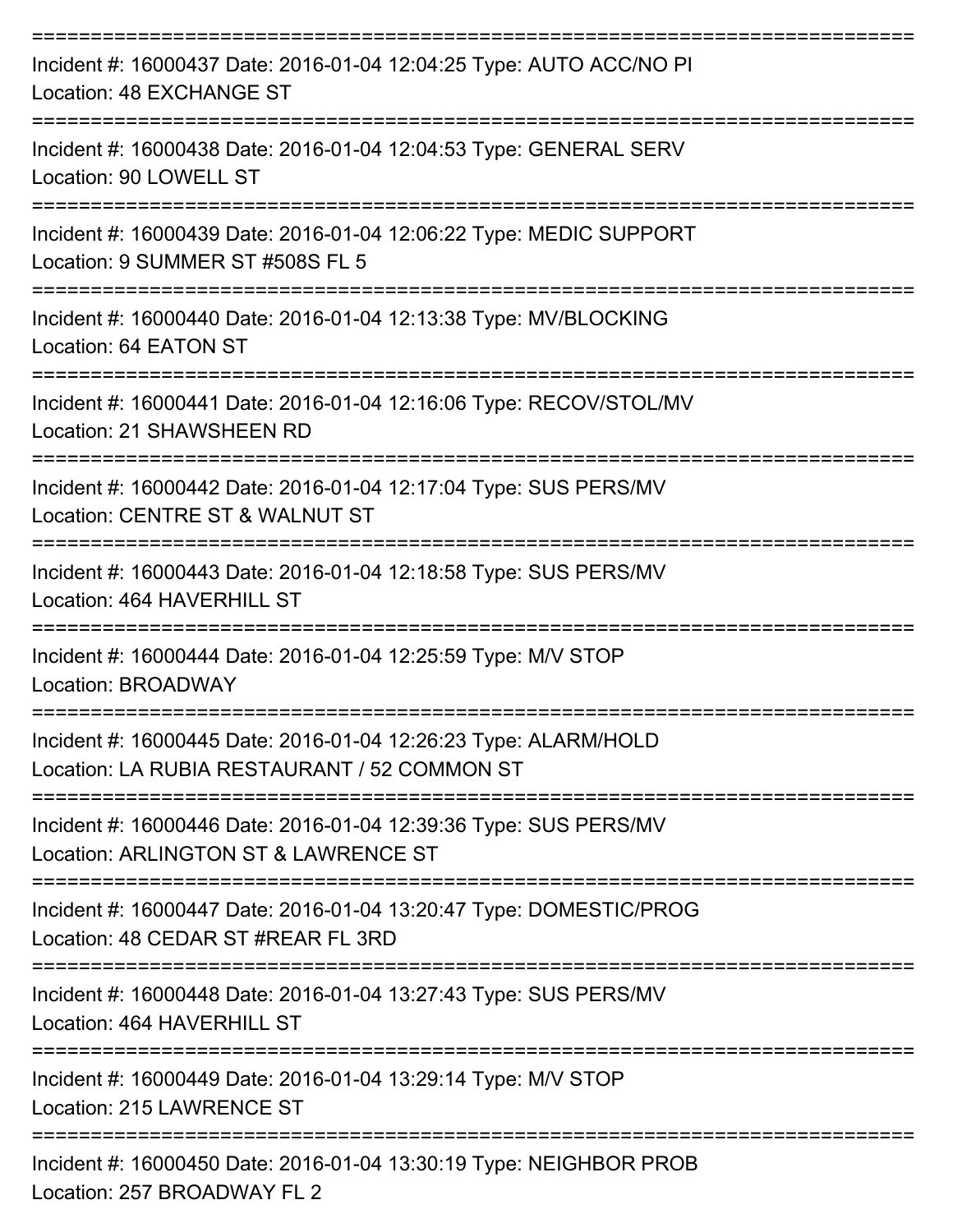===========================================================================

Incident #: 16000437 Date: 2016-01-04 12:04:25 Type: AUTO ACC/NO PI
Location: 48 EXCHANGE ST

===========================================================================

Incident #: 16000438 Date: 2016-01-04 12:04:53 Type: GENERAL SERV
Location: 90 LOWELL ST

===========================================================================

Incident #: 16000439 Date: 2016-01-04 12:06:22 Type: MEDIC SUPPORT
Location: 9 SUMMER ST #508S FL 5

===========================================================================

Incident #: 16000440 Date: 2016-01-04 12:13:38 Type: MV/BLOCKING
Location: 64 EATON ST

===========================================================================

Incident #: 16000441 Date: 2016-01-04 12:16:06 Type: RECOV/STOL/MV
Location: 21 SHAWSHEEN RD

===========================================================================

Incident #: 16000442 Date: 2016-01-04 12:17:04 Type: SUS PERS/MV
Location: CENTRE ST & WALNUT ST

===========================================================================

Incident #: 16000443 Date: 2016-01-04 12:18:58 Type: SUS PERS/MV
Location: 464 HAVERHILL ST

===========================================================================

Incident #: 16000444 Date: 2016-01-04 12:25:59 Type: M/V STOP
Location: BROADWAY

===========================================================================

Incident #: 16000445 Date: 2016-01-04 12:26:23 Type: ALARM/HOLD
Location: LA RUBIA RESTAURANT / 52 COMMON ST

===========================================================================

Incident #: 16000446 Date: 2016-01-04 12:39:36 Type: SUS PERS/MV
Location: ARLINGTON ST & LAWRENCE ST

===========================================================================

Incident #: 16000447 Date: 2016-01-04 13:20:47 Type: DOMESTIC/PROG
Location: 48 CEDAR ST #REAR FL 3RD

===========================================================================

Incident #: 16000448 Date: 2016-01-04 13:27:43 Type: SUS PERS/MV
Location: 464 HAVERHILL ST

===========================================================================

Incident #: 16000449 Date: 2016-01-04 13:29:14 Type: M/V STOP
Location: 215 LAWRENCE ST

===========================================================================

Incident #: 16000450 Date: 2016-01-04 13:30:19 Type: NEIGHBOR PROB
Location: 257 BROADWAY FL 2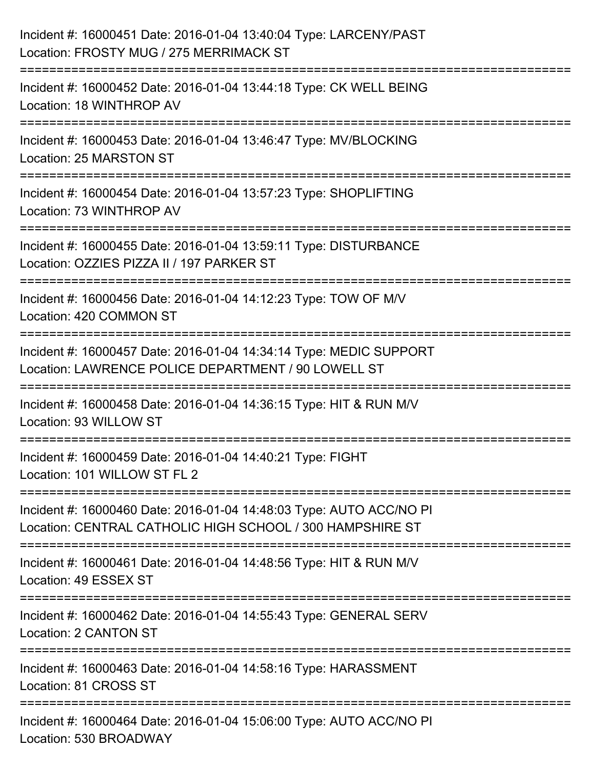Incident #: 16000451 Date: 2016-01-04 13:40:04 Type: LARCENY/PAST
Location: FROSTY MUG / 275 MERRIMACK ST

===========================================================================

Incident #: 16000452 Date: 2016-01-04 13:44:18 Type: CK WELL BEING
Location: 18 WINTHROP AV

===========================================================================

Incident #: 16000453 Date: 2016-01-04 13:46:47 Type: MV/BLOCKING
Location: 25 MARSTON ST

===========================================================================

Incident #: 16000454 Date: 2016-01-04 13:57:23 Type: SHOPLIFTING
Location: 73 WINTHROP AV

===========================================================================

Incident #: 16000455 Date: 2016-01-04 13:59:11 Type: DISTURBANCE
Location: OZZIES PIZZA II / 197 PARKER ST

===========================================================================

Incident #: 16000456 Date: 2016-01-04 14:12:23 Type: TOW OF M/V
Location: 420 COMMON ST

===========================================================================

Incident #: 16000457 Date: 2016-01-04 14:34:14 Type: MEDIC SUPPORT
Location: LAWRENCE POLICE DEPARTMENT / 90 LOWELL ST

===========================================================================

Incident #: 16000458 Date: 2016-01-04 14:36:15 Type: HIT & RUN M/V
Location: 93 WILLOW ST

===========================================================================

Incident #: 16000459 Date: 2016-01-04 14:40:21 Type: FIGHT
Location: 101 WILLOW ST FL 2

===========================================================================

Incident #: 16000460 Date: 2016-01-04 14:48:03 Type: AUTO ACC/NO PI
Location: CENTRAL CATHOLIC HIGH SCHOOL / 300 HAMPSHIRE ST

===========================================================================

Incident #: 16000461 Date: 2016-01-04 14:48:56 Type: HIT & RUN M/V
Location: 49 ESSEX ST

===========================================================================

Incident #: 16000462 Date: 2016-01-04 14:55:43 Type: GENERAL SERV
Location: 2 CANTON ST

===========================================================================

Incident #: 16000463 Date: 2016-01-04 14:58:16 Type: HARASSMENT
Location: 81 CROSS ST

===========================================================================

Incident #: 16000464 Date: 2016-01-04 15:06:00 Type: AUTO ACC/NO PI
Location: 530 BROADWAY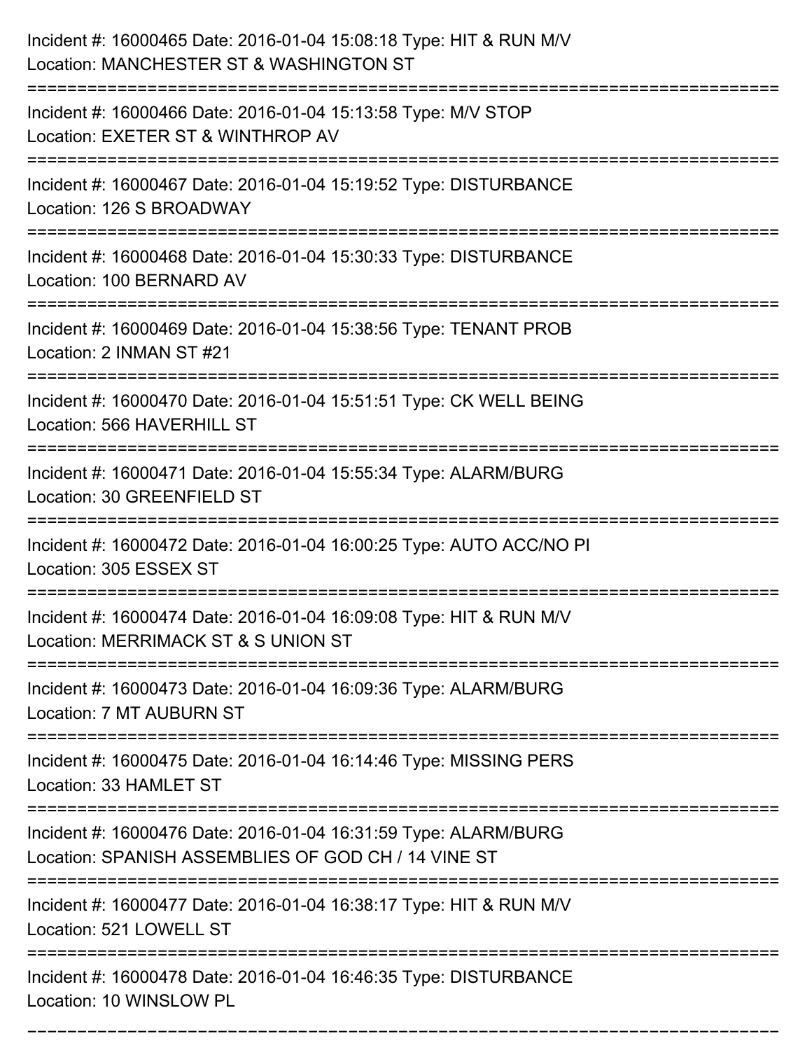Incident #: 16000465 Date: 2016-01-04 15:08:18 Type: HIT & RUN M/V
Location: MANCHESTER ST & WASHINGTON ST

===========================================================================

Incident #: 16000466 Date: 2016-01-04 15:13:58 Type: M/V STOP
Location: EXETER ST & WINTHROP AV

===========================================================================

Incident #: 16000467 Date: 2016-01-04 15:19:52 Type: DISTURBANCE
Location: 126 S BROADWAY

===========================================================================

Incident #: 16000468 Date: 2016-01-04 15:30:33 Type: DISTURBANCE
Location: 100 BERNARD AV

===========================================================================

Incident #: 16000469 Date: 2016-01-04 15:38:56 Type: TENANT PROB
Location: 2 INMAN ST #21

===========================================================================

Incident #: 16000470 Date: 2016-01-04 15:51:51 Type: CK WELL BEING
Location: 566 HAVERHILL ST

===========================================================================

Incident #: 16000471 Date: 2016-01-04 15:55:34 Type: ALARM/BURG
Location: 30 GREENFIELD ST

===========================================================================

Incident #: 16000472 Date: 2016-01-04 16:00:25 Type: AUTO ACC/NO PI
Location: 305 ESSEX ST

===========================================================================

Incident #: 16000474 Date: 2016-01-04 16:09:08 Type: HIT & RUN M/V
Location: MERRIMACK ST & S UNION ST

===========================================================================

Incident #: 16000473 Date: 2016-01-04 16:09:36 Type: ALARM/BURG
Location: 7 MT AUBURN ST

===========================================================================

Incident #: 16000475 Date: 2016-01-04 16:14:46 Type: MISSING PERS
Location: 33 HAMLET ST

===========================================================================

Incident #: 16000476 Date: 2016-01-04 16:31:59 Type: ALARM/BURG
Location: SPANISH ASSEMBLIES OF GOD CH / 14 VINE ST

===========================================================================

Incident #: 16000477 Date: 2016-01-04 16:38:17 Type: HIT & RUN M/V
Location: 521 LOWELL ST

===========================================================================

Incident #: 16000478 Date: 2016-01-04 16:46:35 Type: DISTURBANCE
Location: 10 WINSLOW PL

===========================================================================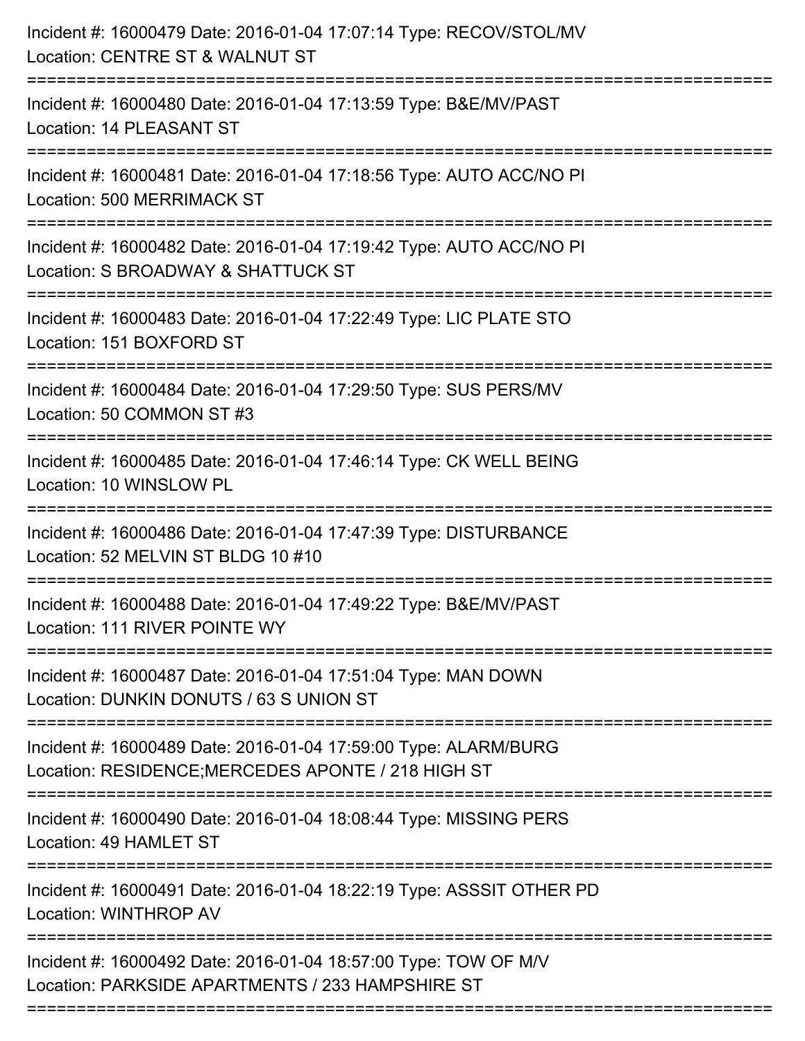Incident #: 16000479 Date: 2016-01-04 17:07:14 Type: RECOV/STOL/MV
Location: CENTRE ST & WALNUT ST

===========================================================================

Incident #: 16000480 Date: 2016-01-04 17:13:59 Type: B&E/MV/PAST
Location: 14 PLEASANT ST

===========================================================================

Incident #: 16000481 Date: 2016-01-04 17:18:56 Type: AUTO ACC/NO PI
Location: 500 MERRIMACK ST

===========================================================================

Incident #: 16000482 Date: 2016-01-04 17:19:42 Type: AUTO ACC/NO PI
Location: S BROADWAY & SHATTUCK ST

===========================================================================

Incident #: 16000483 Date: 2016-01-04 17:22:49 Type: LIC PLATE STO
Location: 151 BOXFORD ST

===========================================================================

Incident #: 16000484 Date: 2016-01-04 17:29:50 Type: SUS PERS/MV
Location: 50 COMMON ST #3

===========================================================================

Incident #: 16000485 Date: 2016-01-04 17:46:14 Type: CK WELL BEING
Location: 10 WINSLOW PL

===========================================================================

Incident #: 16000486 Date: 2016-01-04 17:47:39 Type: DISTURBANCE
Location: 52 MELVIN ST BLDG 10 #10

===========================================================================

Incident #: 16000488 Date: 2016-01-04 17:49:22 Type: B&E/MV/PAST
Location: 111 RIVER POINTE WY

===========================================================================

Incident #: 16000487 Date: 2016-01-04 17:51:04 Type: MAN DOWN
Location: DUNKIN DONUTS / 63 S UNION ST

===========================================================================

Incident #: 16000489 Date: 2016-01-04 17:59:00 Type: ALARM/BURG
Location: RESIDENCE;MERCEDES APONTE / 218 HIGH ST

===========================================================================

Incident #: 16000490 Date: 2016-01-04 18:08:44 Type: MISSING PERS
Location: 49 HAMLET ST

===========================================================================

Incident #: 16000491 Date: 2016-01-04 18:22:19 Type: ASSSIT OTHER PD
Location: WINTHROP AV

===========================================================================

Incident #: 16000492 Date: 2016-01-04 18:57:00 Type: TOW OF M/V
Location: PARKSIDE APARTMENTS / 233 HAMPSHIRE ST

===========================================================================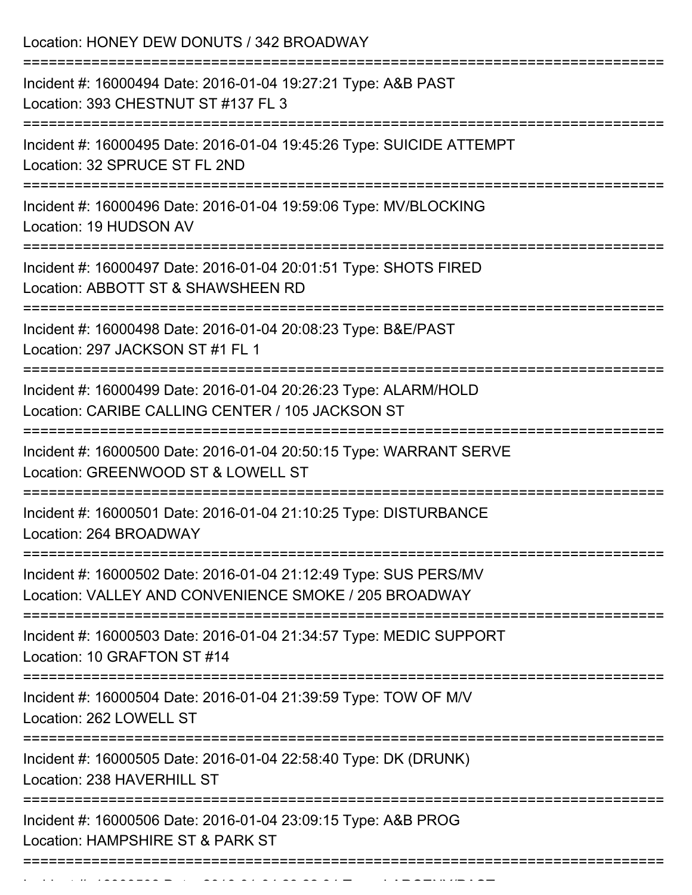Location: HONEY DEW DONUTS / 342 BROADWAY

===========================================================================

Incident #: 16000494 Date: 2016-01-04 19:27:21 Type: A&B PAST
Location: 393 CHESTNUT ST #137 FL 3

===========================================================================

Incident #: 16000495 Date: 2016-01-04 19:45:26 Type: SUICIDE ATTEMPT
Location: 32 SPRUCE ST FL 2ND

===========================================================================

Incident #: 16000496 Date: 2016-01-04 19:59:06 Type: MV/BLOCKING
Location: 19 HUDSON AV

===========================================================================

Incident #: 16000497 Date: 2016-01-04 20:01:51 Type: SHOTS FIRED
Location: ABBOTT ST & SHAWSHEEN RD

===========================================================================

Incident #: 16000498 Date: 2016-01-04 20:08:23 Type: B&E/PAST
Location: 297 JACKSON ST #1 FL 1

===========================================================================

Incident #: 16000499 Date: 2016-01-04 20:26:23 Type: ALARM/HOLD
Location: CARIBE CALLING CENTER / 105 JACKSON ST

===========================================================================

Incident #: 16000500 Date: 2016-01-04 20:50:15 Type: WARRANT SERVE
Location: GREENWOOD ST & LOWELL ST

===========================================================================

Incident #: 16000501 Date: 2016-01-04 21:10:25 Type: DISTURBANCE
Location: 264 BROADWAY

===========================================================================

Incident #: 16000502 Date: 2016-01-04 21:12:49 Type: SUS PERS/MV
Location: VALLEY AND CONVENIENCE SMOKE / 205 BROADWAY

===========================================================================

Incident #: 16000503 Date: 2016-01-04 21:34:57 Type: MEDIC SUPPORT
Location: 10 GRAFTON ST #14

===========================================================================

Incident #: 16000504 Date: 2016-01-04 21:39:59 Type: TOW OF M/V
Location: 262 LOWELL ST

===========================================================================

Incident #: 16000505 Date: 2016-01-04 22:58:40 Type: DK (DRUNK)
Location: 238 HAVERHILL ST

===========================================================================

Incident #: 16000506 Date: 2016-01-04 23:09:15 Type: A&B PROG
Location: HAMPSHIRE ST & PARK ST

===========================================================================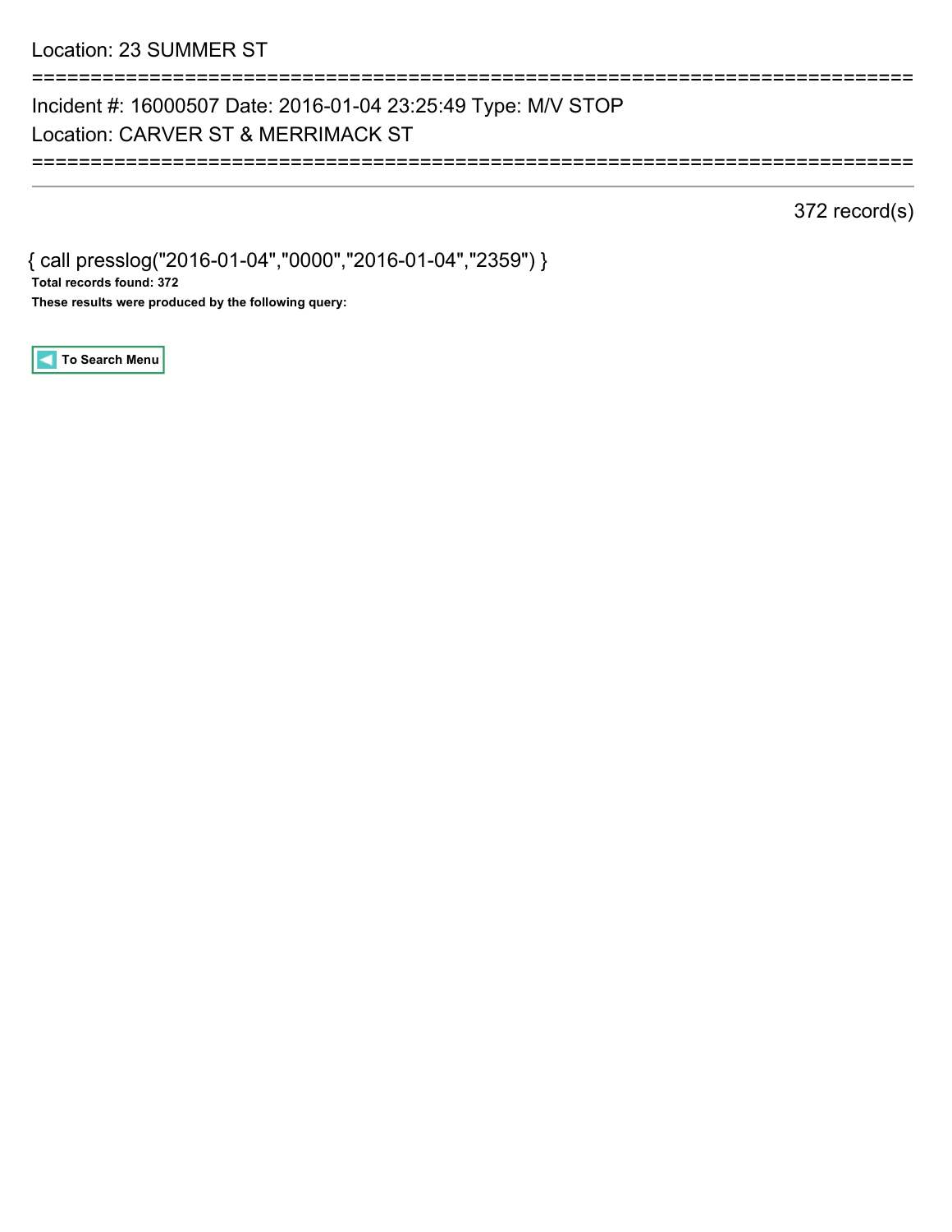Location: 23 SUMMER ST

===========================================================================

Incident #: 16000507 Date: 2016-01-04 23:25:49 Type: M/V STOP

Location: CARVER ST & MERRIMACK ST

===========================================================================

372 record(s)

{ call presslog("2016-01-04","0000","2016-01-04","2359") }

**Total records found: 372**

**These results were produced by the following query:**

**To Search Menu**